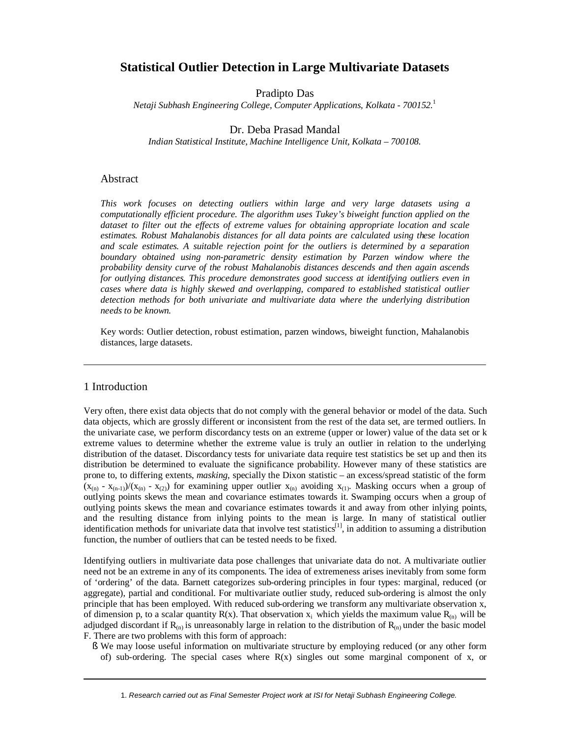# Statistical Outlier Detection in Large Multivariate Datasets

Pradipto Das
*Netaji Subhash Engineering College, Computer Applications, Kolkata - 700152.*[1]

Dr. Deba Prasad Mandal
*Indian Statistical Institute, Machine Intelligence Unit, Kolkata – 700108.*

## Abstract

*This work focuses on detecting outliers within large and very large datasets using a computationally efficient procedure. The algorithm uses Tukey's biweight function applied on the dataset to filter out the effects of extreme values for obtaining appropriate location and scale estimates. Robust Mahalanobis distances for all data points are calculated using these location and scale estimates. A suitable rejection point for the outliers is determined by a separation boundary obtained using non-parametric density estimation by Parzen window where the probability density curve of the robust Mahalanobis distances descends and then again ascends for outlying distances. This procedure demonstrates good success at identifying outliers even in cases where data is highly skewed and overlapping, compared to established statistical outlier detection methods for both univariate and multivariate data where the underlying distribution needs to be known.*

Key words: Outlier detection, robust estimation, parzen windows, biweight function, Mahalanobis distances, large datasets.

---

## 1 Introduction

Very often, there exist data objects that do not comply with the general behavior or model of the data. Such data objects, which are grossly different or inconsistent from the rest of the data set, are termed outliers. In the univariate case, we perform discordancy tests on an extreme (upper or lower) value of the data set or k extreme values to determine whether the extreme value is truly an outlier in relation to the underlying distribution of the dataset. Discordancy tests for univariate data require test statistics be set up and then its distribution be determined to evaluate the significance probability. However many of these statistics are prone to, to differing extents, *masking*, specially the Dixon statistic – an excess/spread statistic of the form $(x_{(n)} - x_{(n-1)})/(x_{(n)} - x_{(2)})$ for examining upper outlier $x_{(n)}$ avoiding $x_{(1)}$. Masking occurs when a group of outlying points skews the mean and covariance estimates towards it. Swamping occurs when a group of outlying points skews the mean and covariance estimates towards it and away from other inlying points, and the resulting distance from inlying points to the mean is large. In many of statistical outlier identification methods for univariate data that involve test statistics[1], in addition to assuming a distribution function, the number of outliers that can be tested needs to be fixed.

Identifying outliers in multivariate data pose challenges that univariate data do not. A multivariate outlier need not be an extreme in any of its components. The idea of extremeness arises inevitably from some form of 'ordering' of the data. Barnett categorizes sub-ordering principles in four types: marginal, reduced (or aggregate), partial and conditional. For multivariate outlier study, reduced sub-ordering is almost the only principle that has been employed. With reduced sub-ordering we transform any multivariate observation x, of dimension p, to a scalar quantity R(x). That observation $x_i$ which yields the maximum value $R_{(n)}$ will be adjudged discordant if $R_{(n)}$ is unreasonably large in relation to the distribution of $R_{(n)}$ under the basic model F. There are two problems with this form of approach:

- We may loose useful information on multivariate structure by employing reduced (or any other form of) sub-ordering. The special cases where R(x) singles out some marginal component of x, or

---

1. *Research carried out as Final Semester Project work at ISI for Netaji Subhash Engineering College.*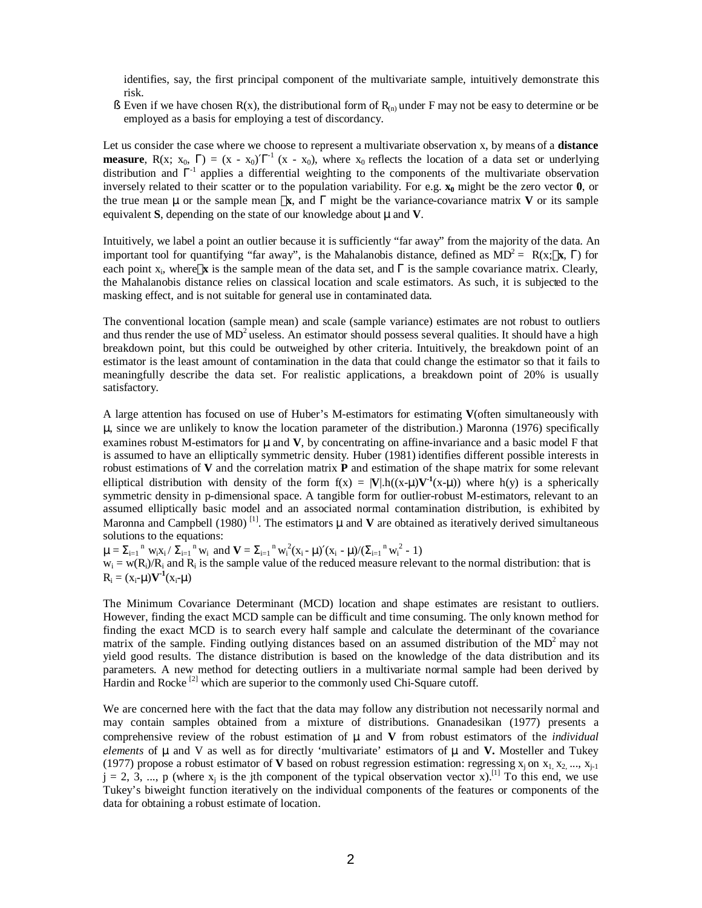identifies, say, the first principal component of the multivariate sample, intuitively demonstrate this risk.

- Even if we have chosen $R(x)$, the distributional form of $R_{(n)}$ under F may not be easy to determine or be employed as a basis for employing a test of discordancy.

Let us consider the case where we choose to represent a multivariate observation x, by means of a **distance measure**, $R(x;\, x_0,\, \Gamma) = (x - x_0)'\Gamma^{-1}(x - x_0)$, where $x_0$ reflects the location of a data set or underlying distribution and $\Gamma^{-1}$ applies a differential weighting to the components of the multivariate observation inversely related to their scatter or to the population variability. For e.g. $\mathbf{x_0}$ might be the zero vector $\mathbf{0}$, or the true mean $\mu$ or the sample mean $\bar{\mathbf{x}}$, and $\Gamma$ might be the variance-covariance matrix $\mathbf{V}$ or its sample equivalent $\mathbf{S}$, depending on the state of our knowledge about $\mu$ and $\mathbf{V}$.

Intuitively, we label a point an outlier because it is sufficiently "far away" from the majority of the data. An important tool for quantifying "far away", is the Mahalanobis distance, defined as $MD^2 = R(x; \bar{\mathbf{x}}, \Gamma)$ for each point $x_i$, where $\bar{\mathbf{x}}$ is the sample mean of the data set, and $\Gamma$ is the sample covariance matrix. Clearly, the Mahalanobis distance relies on classical location and scale estimators. As such, it is subjected to the masking effect, and is not suitable for general use in contaminated data.

The conventional location (sample mean) and scale (sample variance) estimates are not robust to outliers and thus render the use of $MD^2$ useless. An estimator should possess several qualities. It should have a high breakdown point, but this could be outweighed by other criteria. Intuitively, the breakdown point of an estimator is the least amount of contamination in the data that could change the estimator so that it fails to meaningfully describe the data set. For realistic applications, a breakdown point of 20% is usually satisfactory.

A large attention has focused on use of Huber's M-estimators for estimating $\mathbf{V}$(often simultaneously with $\mu$, since we are unlikely to know the location parameter of the distribution.) Maronna (1976) specifically examines robust M-estimators for $\mu$ and $\mathbf{V}$, by concentrating on affine-invariance and a basic model F that is assumed to have an elliptically symmetric density. Huber (1981) identifies different possible interests in robust estimations of $\mathbf{V}$ and the correlation matrix $\mathbf{P}$ and estimation of the shape matrix for some relevant elliptical distribution with density of the form $f(x) = |\mathbf{V}|.h((x\text{-}\mu)\mathbf{V}^{-1}(x\text{-}\mu))$ where $h(y)$ is a spherically symmetric density in p-dimensional space. A tangible form for outlier-robust M-estimators, relevant to an assumed elliptically basic model and an associated normal contamination distribution, is exhibited by Maronna and Campbell (1980) [1]. The estimators $\mu$ and $\mathbf{V}$ are obtained as iteratively derived simultaneous solutions to the equations:

$\mu = \Sigma_{i=1}^{n} w_i x_i / \Sigma_{i=1}^{n} w_i$ and $\mathbf{V} = \Sigma_{i=1}^{n} w_i^2 (x_i - \mu)'(x_i - \mu)/(\Sigma_{i=1}^{n} w_i^2 - 1)$

$w_i = w(R_i)/R_i$ and $R_i$ is the sample value of the reduced measure relevant to the normal distribution: that is $R_i = (x_i\text{-}\mu)\mathbf{V}^{-1}(x_i\text{-}\mu)$

The Minimum Covariance Determinant (MCD) location and shape estimates are resistant to outliers. However, finding the exact MCD sample can be difficult and time consuming. The only known method for finding the exact MCD is to search every half sample and calculate the determinant of the covariance matrix of the sample. Finding outlying distances based on an assumed distribution of the $MD^2$ may not yield good results. The distance distribution is based on the knowledge of the data distribution and its parameters. A new method for detecting outliers in a multivariate normal sample had been derived by Hardin and Rocke [2] which are superior to the commonly used Chi-Square cutoff.

We are concerned here with the fact that the data may follow any distribution not necessarily normal and may contain samples obtained from a mixture of distributions. Gnanadesikan (1977) presents a comprehensive review of the robust estimation of $\mu$ and $\mathbf{V}$ from robust estimators of the *individual elements* of $\mu$ and V as well as for directly 'multivariate' estimators of $\mu$ and $\mathbf{V}$. Mosteller and Tukey (1977) propose a robust estimator of $\mathbf{V}$ based on robust regression estimation: regressing $x_j$ on $x_1, x_2, ..., x_{j-1}$ $j = 2, 3, ..., p$ (where $x_j$ is the jth component of the typical observation vector x).[1] To this end, we use Tukey's biweight function iteratively on the individual components of the features or components of the data for obtaining a robust estimate of location.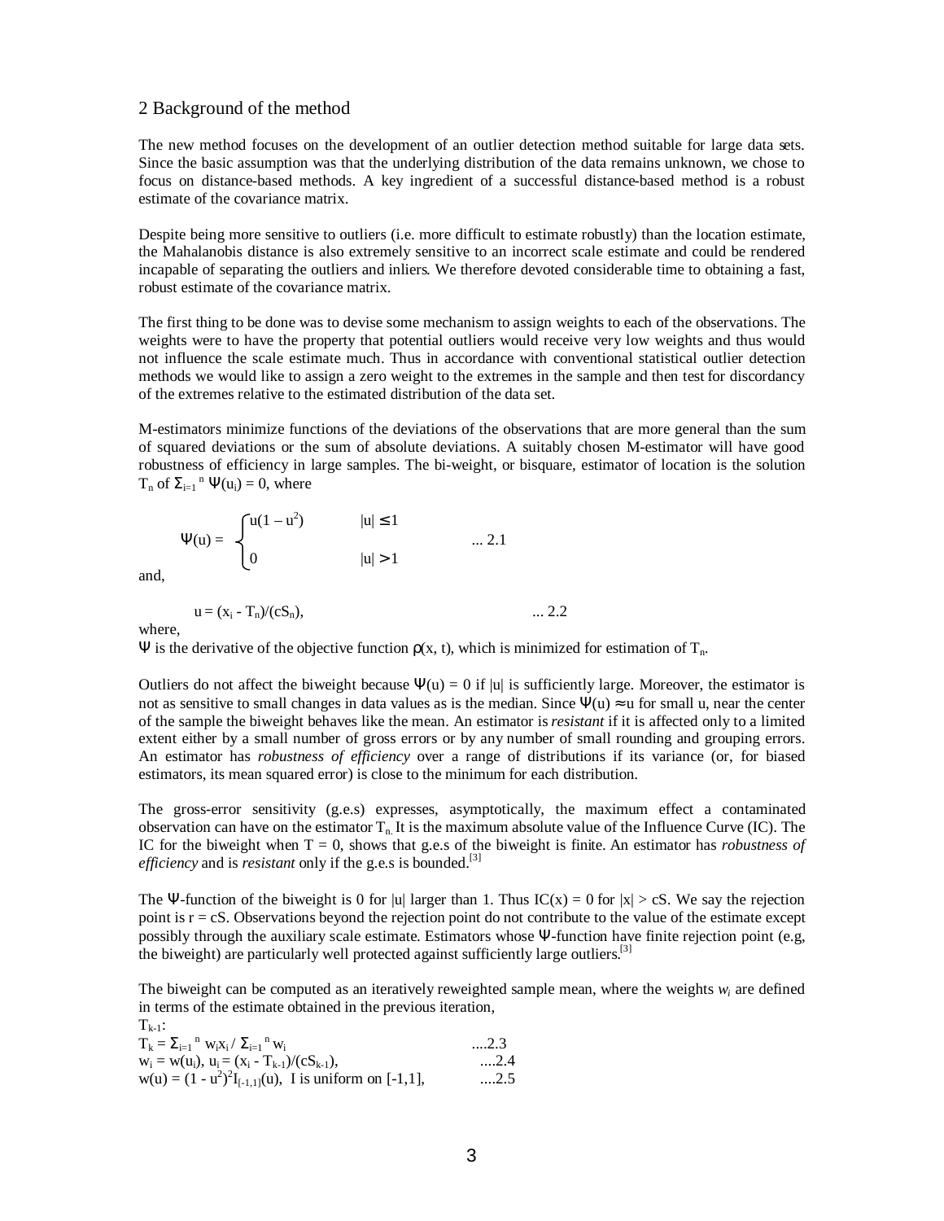## 2 Background of the method

The new method focuses on the development of an outlier detection method suitable for large data sets. Since the basic assumption was that the underlying distribution of the data remains unknown, we chose to focus on distance-based methods. A key ingredient of a successful distance-based method is a robust estimate of the covariance matrix.

Despite being more sensitive to outliers (i.e. more difficult to estimate robustly) than the location estimate, the Mahalanobis distance is also extremely sensitive to an incorrect scale estimate and could be rendered incapable of separating the outliers and inliers. We therefore devoted considerable time to obtaining a fast, robust estimate of the covariance matrix.

The first thing to be done was to devise some mechanism to assign weights to each of the observations. The weights were to have the property that potential outliers would receive very low weights and thus would not influence the scale estimate much. Thus in accordance with conventional statistical outlier detection methods we would like to assign a zero weight to the extremes in the sample and then test for discordancy of the extremes relative to the estimated distribution of the data set.

M-estimators minimize functions of the deviations of the observations that are more general than the sum of squared deviations or the sum of absolute deviations. A suitably chosen M-estimator will have good robustness of efficiency in large samples. The bi-weight, or bisquare, estimator of location is the solution $T_n$ of $\Sigma_{i=1}^{n} \Psi(u_i) = 0$, where

$$\Psi(u) = \begin{cases} u(1 - u^2) & |u| \leq 1 \\ 0 & |u| > 1 \end{cases} \qquad \text{... 2.1}$$

and,

$$u = (x_i - T_n)/(cS_n), \qquad \text{... 2.2}$$

where,

$\Psi$ is the derivative of the objective function $\rho(x, t)$, which is minimized for estimation of $T_n$.

Outliers do not affect the biweight because $\Psi(u) = 0$ if |u| is sufficiently large. Moreover, the estimator is not as sensitive to small changes in data values as is the median. Since $\Psi(u) \approx u$ for small u, near the center of the sample the biweight behaves like the mean. An estimator is *resistant* if it is affected only to a limited extent either by a small number of gross errors or by any number of small rounding and grouping errors. An estimator has *robustness of efficiency* over a range of distributions if its variance (or, for biased estimators, its mean squared error) is close to the minimum for each distribution.

The gross-error sensitivity (g.e.s) expresses, asymptotically, the maximum effect a contaminated observation can have on the estimator $T_n$. It is the maximum absolute value of the Influence Curve (IC). The IC for the biweight when T = 0, shows that g.e.s of the biweight is finite. An estimator has *robustness of efficiency* and is *resistant* only if the g.e.s is bounded.[3]

The $\Psi$-function of the biweight is 0 for |u| larger than 1. Thus IC(x) = 0 for |x| > cS. We say the rejection point is r = cS. Observations beyond the rejection point do not contribute to the value of the estimate except possibly through the auxiliary scale estimate. Estimators whose $\Psi$-function have finite rejection point (e.g, the biweight) are particularly well protected against sufficiently large outliers.[3]

The biweight can be computed as an iteratively reweighted sample mean, where the weights $w_i$ are defined in terms of the estimate obtained in the previous iteration,

$T_{k-1}$:

$T_k = \Sigma_{i=1}^{n} w_i x_i / \Sigma_{i=1}^{n} w_i$ ....2.3

$w_i = w(u_i)$, $u_i = (x_i - T_{k-1})/(cS_{k-1})$, ....2.4

$w(u) = (1 - u^2)^2 I_{[-1,1]}(u)$, I is uniform on [-1,1], ....2.5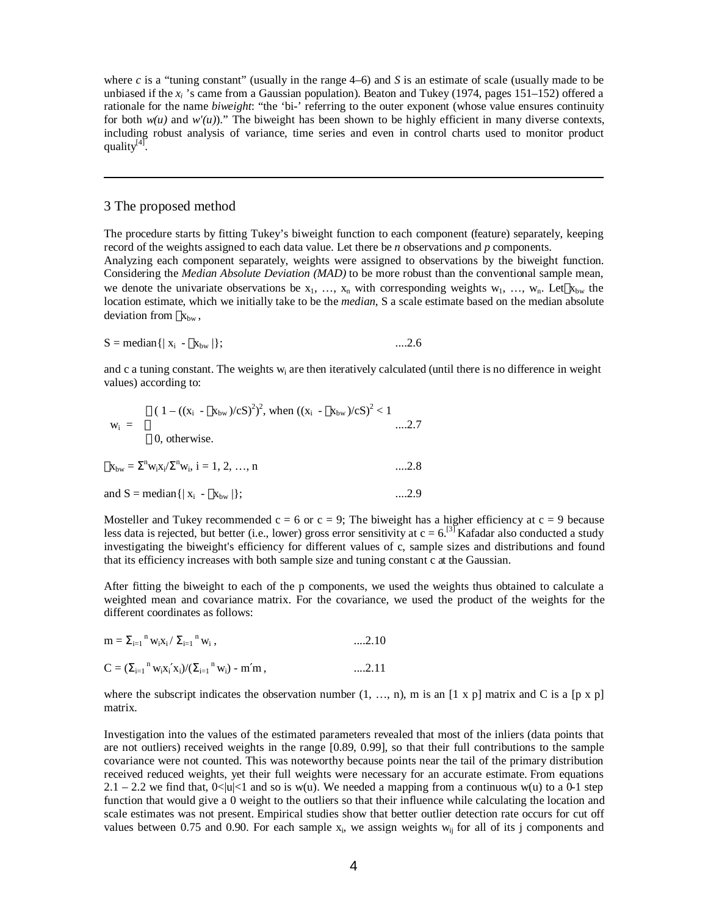where $c$ is a "tuning constant" (usually in the range 4–6) and $S$ is an estimate of scale (usually made to be unbiased if the $x_i$ 's came from a Gaussian population). Beaton and Tukey (1974, pages 151–152) offered a rationale for the name *biweight*: "the 'bi-' referring to the outer exponent (whose value ensures continuity for both $w(u)$ and $w'(u)$)." The biweight has been shown to be highly efficient in many diverse contexts, including robust analysis of variance, time series and even in control charts used to monitor product quality[4].

---

## 3 The proposed method

The procedure starts by fitting Tukey's biweight function to each component (feature) separately, keeping record of the weights assigned to each data value. Let there be $n$ observations and $p$ components.

Analyzing each component separately, weights were assigned to observations by the biweight function. Considering the *Median Absolute Deviation (MAD)* to be more robust than the conventional sample mean, we denote the univariate observations be $x_1, \ldots, x_n$ with corresponding weights $w_1, \ldots, w_n$. Let $\bar{x}_{bw}$ the location estimate, which we initially take to be the *median*, S a scale estimate based on the median absolute deviation from $\bar{x}_{bw}$,

$$S = \text{median}\{| x_i - \bar{x}_{bw} |\}; \qquad \text{....2.6}$$

and c a tuning constant. The weights $w_i$ are then iteratively calculated (until there is no difference in weight values) according to:

$$w_i = \begin{cases} (1 - ((x_i - \bar{x}_{bw})/cS)^2)^2, & \text{when } ((x_i - \bar{x}_{bw})/cS)^2 < 1 \\ 0, & \text{otherwise.} \end{cases} \qquad \text{....2.7}$$

$$\bar{x}_{bw} = \Sigma^n w_i x_i / \Sigma^n w_i, \; i = 1, 2, \ldots, n \qquad \text{....2.8}$$

$$\text{and } S = \text{median}\{| x_i - \bar{x}_{bw} |\}; \qquad \text{....2.9}$$

Mosteller and Tukey recommended c = 6 or c = 9; The biweight has a higher efficiency at c = 9 because less data is rejected, but better (i.e., lower) gross error sensitivity at c = 6.[3] Kafadar also conducted a study investigating the biweight's efficiency for different values of c, sample sizes and distributions and found that its efficiency increases with both sample size and tuning constant c at the Gaussian.

After fitting the biweight to each of the p components, we used the weights thus obtained to calculate a weighted mean and covariance matrix. For the covariance, we used the product of the weights for the different coordinates as follows:

$$m = \Sigma_{i=1}^{n} w_i x_i / \Sigma_{i=1}^{n} w_i, \qquad \text{....2.10}$$

$$C = (\Sigma_{i=1}^{n} w_i x_i' x_i)/(\Sigma_{i=1}^{n} w_i) - m'm, \qquad \text{....2.11}$$

where the subscript indicates the observation number (1, …, n), m is an [1 x p] matrix and C is a [p x p] matrix.

Investigation into the values of the estimated parameters revealed that most of the inliers (data points that are not outliers) received weights in the range [0.89, 0.99], so that their full contributions to the sample covariance were not counted. This was noteworthy because points near the tail of the primary distribution received reduced weights, yet their full weights were necessary for an accurate estimate. From equations 2.1 – 2.2 we find that, $0<|u|<1$ and so is $w(u)$. We needed a mapping from a continuous $w(u)$ to a 0-1 step function that would give a 0 weight to the outliers so that their influence while calculating the location and scale estimates was not present. Empirical studies show that better outlier detection rate occurs for cut off values between 0.75 and 0.90. For each sample $x_i$, we assign weights $w_{ij}$ for all of its j components and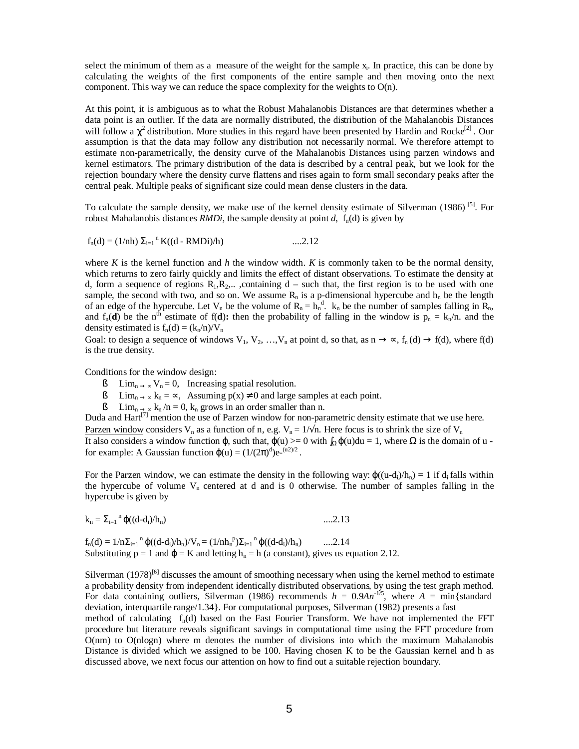select the minimum of them as a measure of the weight for the sample $x_i$. In practice, this can be done by calculating the weights of the first components of the entire sample and then moving onto the next component. This way we can reduce the space complexity for the weights to O(n).

At this point, it is ambiguous as to what the Robust Mahalanobis Distances are that determines whether a data point is an outlier. If the data are normally distributed, the distribution of the Mahalanobis Distances will follow a $\chi^2$ distribution. More studies in this regard have been presented by Hardin and Rocke[2] . Our assumption is that the data may follow any distribution not necessarily normal. We therefore attempt to estimate non-parametrically, the density curve of the Mahalanobis Distances using parzen windows and kernel estimators. The primary distribution of the data is described by a central peak, but we look for the rejection boundary where the density curve flattens and rises again to form small secondary peaks after the central peak. Multiple peaks of significant size could mean dense clusters in the data.

To calculate the sample density, we make use of the kernel density estimate of Silverman (1986) [5]. For robust Mahalanobis distances *RMDi*, the sample density at point *d*, $f_n(d)$ is given by

$$f_n(d) = (1/nh)\ \Sigma_{i=1}^{n} K((d - RMDi)/h) \qquad \text{....2.12}$$

where *K* is the kernel function and *h* the window width. *K* is commonly taken to be the normal density, which returns to zero fairly quickly and limits the effect of distant observations. To estimate the density at d, form a sequence of regions $R_1, R_2, ..$ ,containing d – such that, the first region is to be used with one sample, the second with two, and so on. We assume $R_n$ is a p-dimensional hypercube and $h_n$ be the length of an edge of the hypercube. Let $V_n$ be the volume of $R_n = h_n^d$. $k_n$ be the number of samples falling in $R_n$, and $f_n(\mathbf{d})$ be the $n^{th}$ estimate of $f(\mathbf{d})$**:** then the probability of falling in the window is $p_n = k_n/n$. and the density estimated is $f_n(d) = (k_n/n)/V_n$

Goal: to design a sequence of windows $V_1, V_2, \ldots, V_n$ at point d, so that, as $n \to \infty$, $f_n(d) \to f(d)$, where f(d) is the true density.

Conditions for the window design:

- $\text{Lim}_{n \to \infty} V_n = 0$, Increasing spatial resolution.
- $\text{Lim}_{n \to \infty} k_n = \infty$, Assuming $p(x) \neq 0$ and large samples at each point.
- $\text{Lim}_{n \to \infty} k_n/n = 0$, $k_n$ grows in an order smaller than n.

Duda and Hart[7] mention the use of Parzen window for non-parametric density estimate that we use here. Parzen window considers $V_n$ as a function of n, e.g. $V_n = 1/\sqrt{n}$. Here focus is to shrink the size of $V_n$
It also considers a window function $\varphi$, such that, $\varphi(u) >= 0$ with $\int_\Omega \varphi(u)du = 1$, where $\Omega$ is the domain of u - for example: A Gaussian function $\varphi(u) = (1/(2\pi)^d)e^{-(u2)/2}$.

For the Parzen window, we can estimate the density in the following way: $\varphi((u-d_i)/h_n) = 1$ if $d_i$ falls within the hypercube of volume $V_n$ centered at d and is 0 otherwise. The number of samples falling in the hypercube is given by

$$k_n = \Sigma_{i=1}^{n} \varphi((d-d_i)/h_n) \qquad \text{....2.13}$$

$$f_n(d) = 1/n\Sigma_{i=1}^{n} \varphi((d-d_i)/h_n)/V_n = (1/nh_n^p)\Sigma_{i=1}^{n} \varphi((d-d_i)/h_n) \qquad \text{....2.14}$$

Substituting p = 1 and $\varphi = K$ and letting $h_n = h$ (a constant), gives us equation 2.12.

Silverman (1978)[6] discusses the amount of smoothing necessary when using the kernel method to estimate a probability density from independent identically distributed observations, by using the test graph method. For data containing outliers, Silverman (1986) recommends $h = 0.9An^{-1/5}$, where $A$ = min{standard deviation, interquartile range/1.34}. For computational purposes, Silverman (1982) presents a fast method of calculating $f_n(d)$ based on the Fast Fourier Transform. We have not implemented the FFT procedure but literature reveals significant savings in computational time using the FFT procedure from O(nm) to O(nlogn) where m denotes the number of divisions into which the maximum Mahalanobis Distance is divided which we assigned to be 100. Having chosen K to be the Gaussian kernel and h as discussed above, we next focus our attention on how to find out a suitable rejection boundary.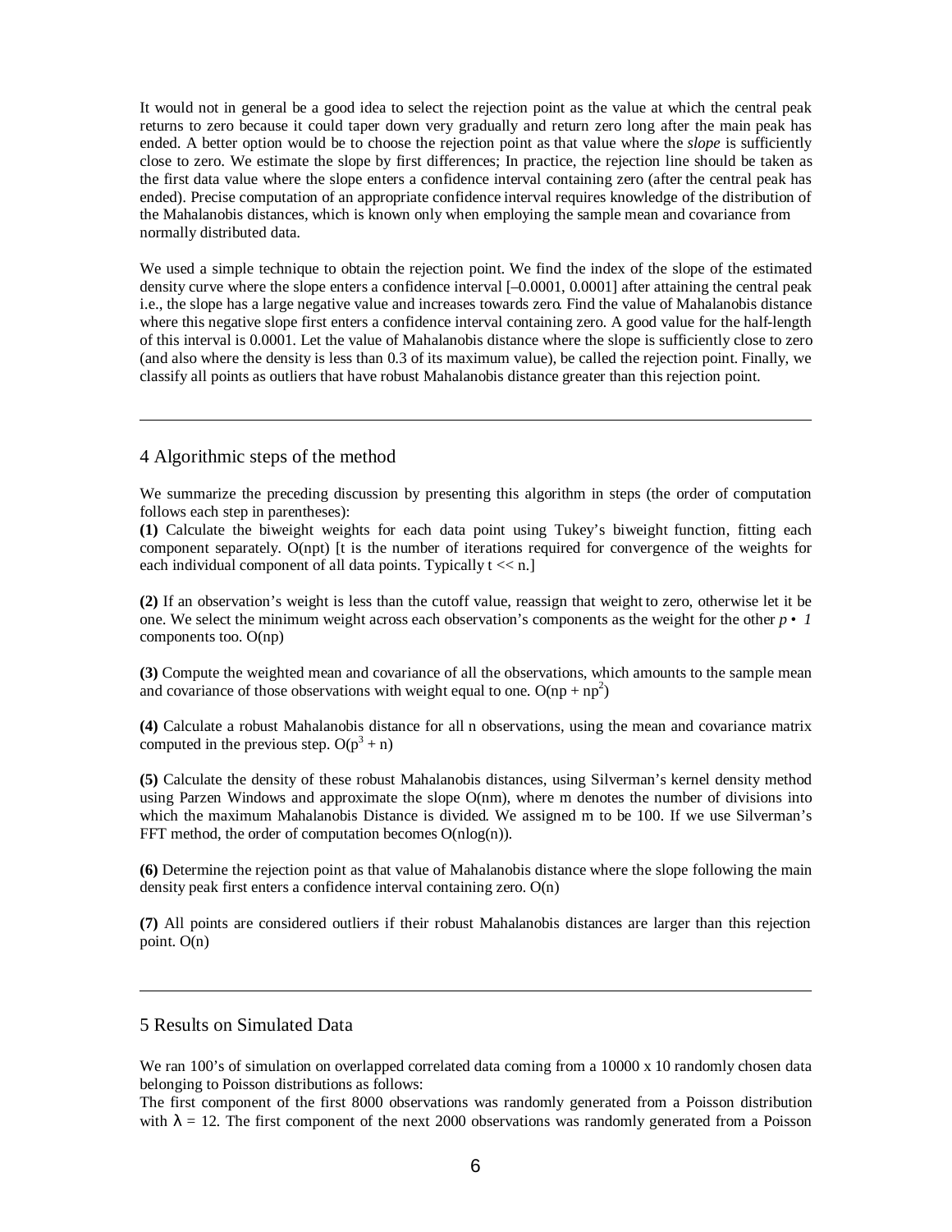It would not in general be a good idea to select the rejection point as the value at which the central peak returns to zero because it could taper down very gradually and return zero long after the main peak has ended. A better option would be to choose the rejection point as that value where the *slope* is sufficiently close to zero. We estimate the slope by first differences; In practice, the rejection line should be taken as the first data value where the slope enters a confidence interval containing zero (after the central peak has ended). Precise computation of an appropriate confidence interval requires knowledge of the distribution of the Mahalanobis distances, which is known only when employing the sample mean and covariance from normally distributed data.

We used a simple technique to obtain the rejection point. We find the index of the slope of the estimated density curve where the slope enters a confidence interval [–0.0001, 0.0001] after attaining the central peak i.e., the slope has a large negative value and increases towards zero. Find the value of Mahalanobis distance where this negative slope first enters a confidence interval containing zero. A good value for the half-length of this interval is 0.0001. Let the value of Mahalanobis distance where the slope is sufficiently close to zero (and also where the density is less than 0.3 of its maximum value), be called the rejection point. Finally, we classify all points as outliers that have robust Mahalanobis distance greater than this rejection point.

---

## 4 Algorithmic steps of the method

We summarize the preceding discussion by presenting this algorithm in steps (the order of computation follows each step in parentheses):

**(1)** Calculate the biweight weights for each data point using Tukey's biweight function, fitting each component separately. O(npt) [t is the number of iterations required for convergence of the weights for each individual component of all data points. Typically t << n.]

**(2)** If an observation's weight is less than the cutoff value, reassign that weight to zero, otherwise let it be one. We select the minimum weight across each observation's components as the weight for the other $p - 1$ components too. O(np)

**(3)** Compute the weighted mean and covariance of all the observations, which amounts to the sample mean and covariance of those observations with weight equal to one. $O(np + np^2)$

**(4)** Calculate a robust Mahalanobis distance for all n observations, using the mean and covariance matrix computed in the previous step. $O(p^3 + n)$

**(5)** Calculate the density of these robust Mahalanobis distances, using Silverman's kernel density method using Parzen Windows and approximate the slope O(nm), where m denotes the number of divisions into which the maximum Mahalanobis Distance is divided. We assigned m to be 100. If we use Silverman's FFT method, the order of computation becomes O(nlog(n)).

**(6)** Determine the rejection point as that value of Mahalanobis distance where the slope following the main density peak first enters a confidence interval containing zero. O(n)

**(7)** All points are considered outliers if their robust Mahalanobis distances are larger than this rejection point. O(n)

---

## 5 Results on Simulated Data

We ran 100's of simulation on overlapped correlated data coming from a 10000 x 10 randomly chosen data belonging to Poisson distributions as follows:
The first component of the first 8000 observations was randomly generated from a Poisson distribution with $\lambda = 12$. The first component of the next 2000 observations was randomly generated from a Poisson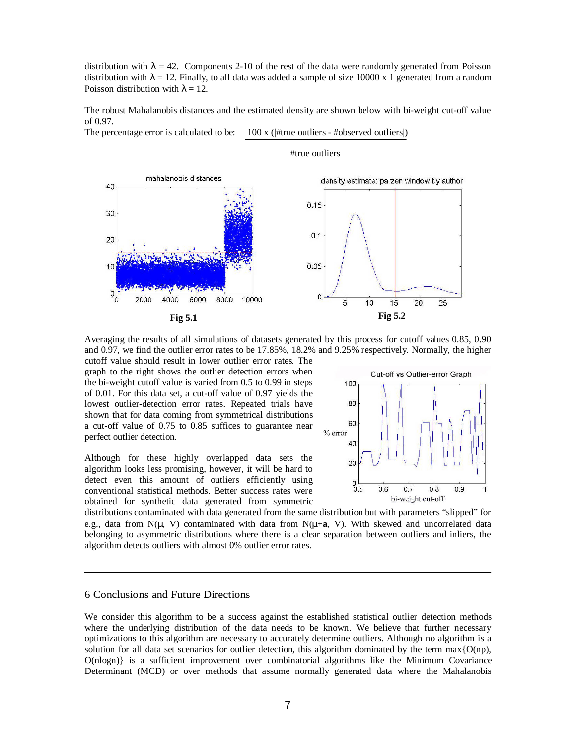distribution with $\lambda = 42$. Components 2-10 of the rest of the data were randomly generated from Poisson distribution with $\lambda = 12$. Finally, to all data was added a sample of size 10000 x 1 generated from a random Poisson distribution with $\lambda = 12$.

The robust Mahalanobis distances and the estimated density are shown below with bi-weight cut-off value of 0.97.

The percentage error is calculated to be: $\dfrac{100 \times (|\#\text{true outliers} - \#\text{observed outliers}|)}{\#\text{true outliers}}$

Fig 5.1

Fig 5.2

Averaging the results of all simulations of datasets generated by this process for cutoff values 0.85, 0.90 and 0.97, we find the outlier error rates to be 17.85%, 18.2% and 9.25% respectively. Normally, the higher cutoff value should result in lower outlier error rates. The graph to the right shows the outlier detection errors when the bi-weight cutoff value is varied from 0.5 to 0.99 in steps of 0.01. For this data set, a cut-off value of 0.97 yields the lowest outlier-detection error rates. Repeated trials have shown that for data coming from symmetrical distributions a cut-off value of 0.75 to 0.85 suffices to guarantee near perfect outlier detection.

Although for these highly overlapped data sets the algorithm looks less promising, however, it will be hard to detect even this amount of outliers efficiently using conventional statistical methods. Better success rates were obtained for synthetic data generated from symmetric distributions contaminated with data generated from the same distribution but with parameters "slipped" for e.g., data from $N(\mu, V)$ contaminated with data from $N(\mu+\mathbf{a}, V)$. With skewed and uncorrelated data belonging to asymmetric distributions where there is a clear separation between outliers and inliers, the algorithm detects outliers with almost 0% outlier error rates.

---

## 6 Conclusions and Future Directions

We consider this algorithm to be a success against the established statistical outlier detection methods where the underlying distribution of the data needs to be known. We believe that further necessary optimizations to this algorithm are necessary to accurately determine outliers. Although no algorithm is a solution for all data set scenarios for outlier detection, this algorithm dominated by the term $\max\{O(np), O(n\log n)\}$ is a sufficient improvement over combinatorial algorithms like the Minimum Covariance Determinant (MCD) or over methods that assume normally generated data where the Mahalanobis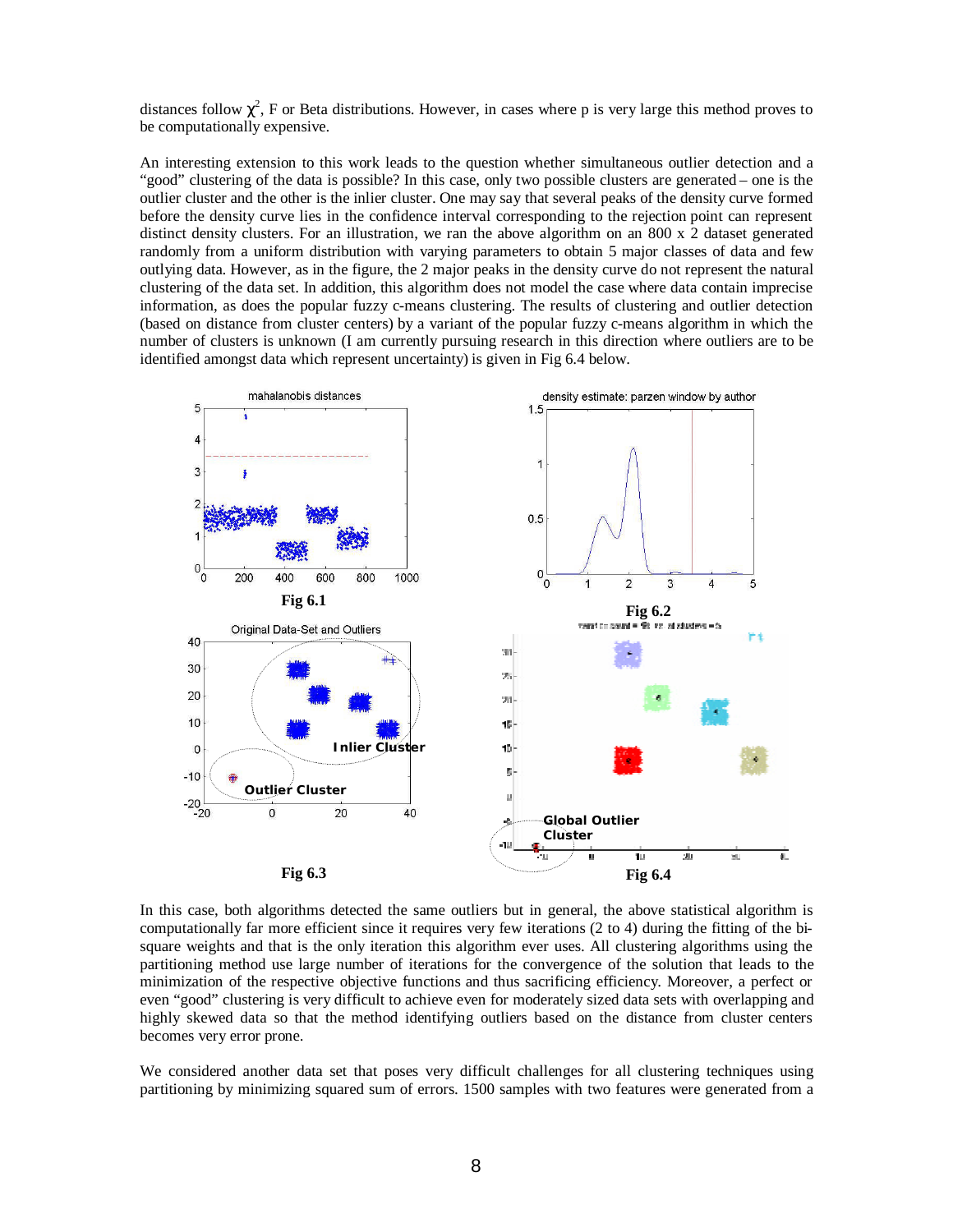distances follow $\chi^2$, F or Beta distributions. However, in cases where p is very large this method proves to be computationally expensive.

An interesting extension to this work leads to the question whether simultaneous outlier detection and a "good" clustering of the data is possible? In this case, only two possible clusters are generated – one is the outlier cluster and the other is the inlier cluster. One may say that several peaks of the density curve formed before the density curve lies in the confidence interval corresponding to the rejection point can represent distinct density clusters. For an illustration, we ran the above algorithm on an 800 x 2 dataset generated randomly from a uniform distribution with varying parameters to obtain 5 major classes of data and few outlying data. However, as in the figure, the 2 major peaks in the density curve do not represent the natural clustering of the data set. In addition, this algorithm does not model the case where data contain imprecise information, as does the popular fuzzy c-means clustering. The results of clustering and outlier detection (based on distance from cluster centers) by a variant of the popular fuzzy c-means algorithm in which the number of clusters is unknown (I am currently pursuing research in this direction where outliers are to be identified amongst data which represent uncertainty) is given in Fig 6.4 below.

Fig 6.1

Fig 6.2

Fig 6.3

Fig 6.4

In this case, both algorithms detected the same outliers but in general, the above statistical algorithm is computationally far more efficient since it requires very few iterations (2 to 4) during the fitting of the bi-square weights and that is the only iteration this algorithm ever uses. All clustering algorithms using the partitioning method use large number of iterations for the convergence of the solution that leads to the minimization of the respective objective functions and thus sacrificing efficiency. Moreover, a perfect or even "good" clustering is very difficult to achieve even for moderately sized data sets with overlapping and highly skewed data so that the method identifying outliers based on the distance from cluster centers becomes very error prone.

We considered another data set that poses very difficult challenges for all clustering techniques using partitioning by minimizing squared sum of errors. 1500 samples with two features were generated from a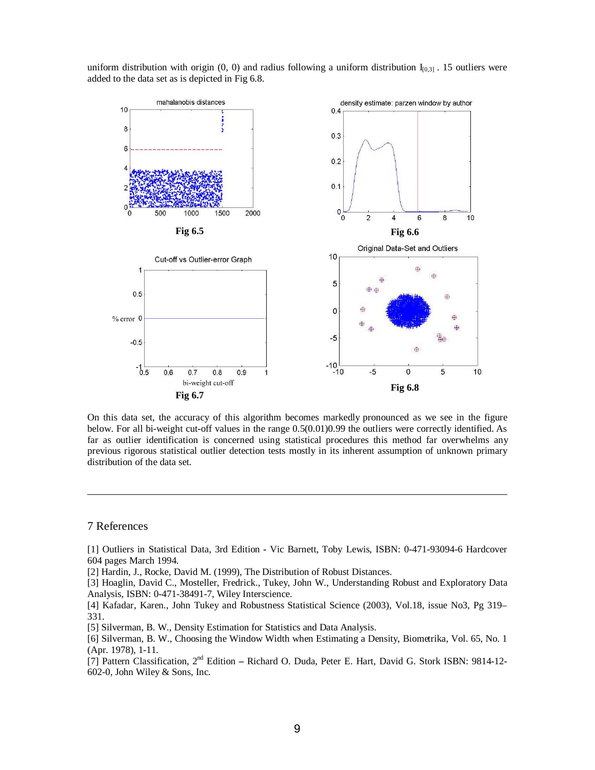uniform distribution with origin (0, 0) and radius following a uniform distribution $I_{[0,3]}$ . 15 outliers were added to the data set as is depicted in Fig 6.8.

mahalanobis distances

10
8
6
4
2
0
0 500 1000 1500 2000

**Fig 6.5**

density estimate: parzen window by author

0.4
0.3
0.2
0.1
0
0 2 4 6 8 10

**Fig 6.6**

Cut-off vs Outlier-error Graph

1
0.5
% error 0
-0.5
-1
0.5 0.6 0.7 0.8 0.9 1
bi-weight cut-off

**Fig 6.7**

Original Data-Set and Outliers

10
5
0
-5
-10
-10 -5 0 5 10

**Fig 6.8**

On this data set, the accuracy of this algorithm becomes markedly pronounced as we see in the figure below. For all bi-weight cut-off values in the range 0.5(0.01)0.99 the outliers were correctly identified. As far as outlier identification is concerned using statistical procedures this method far overwhelms any previous rigorous statistical outlier detection tests mostly in its inherent assumption of unknown primary distribution of the data set.

---

## 7 References

[1] Outliers in Statistical Data, 3rd Edition - Vic Barnett, Toby Lewis, ISBN: 0-471-93094-6 Hardcover 604 pages March 1994.
[2] Hardin, J., Rocke, David M. (1999), The Distribution of Robust Distances.
[3] Hoaglin, David C., Mosteller, Fredrick., Tukey, John W., Understanding Robust and Exploratory Data Analysis, ISBN: 0-471-38491-7, Wiley Interscience.
[4] Kafadar, Karen., John Tukey and Robustness Statistical Science (2003), Vol.18, issue No3, Pg 319–331.
[5] Silverman, B. W., Density Estimation for Statistics and Data Analysis.
[6] Silverman, B. W., Choosing the Window Width when Estimating a Density, Biometrika, Vol. 65, No. 1 (Apr. 1978), 1-11.
[7] Pattern Classification, 2nd Edition – Richard O. Duda, Peter E. Hart, David G. Stork ISBN: 9814-12-602-0, John Wiley & Sons, Inc.